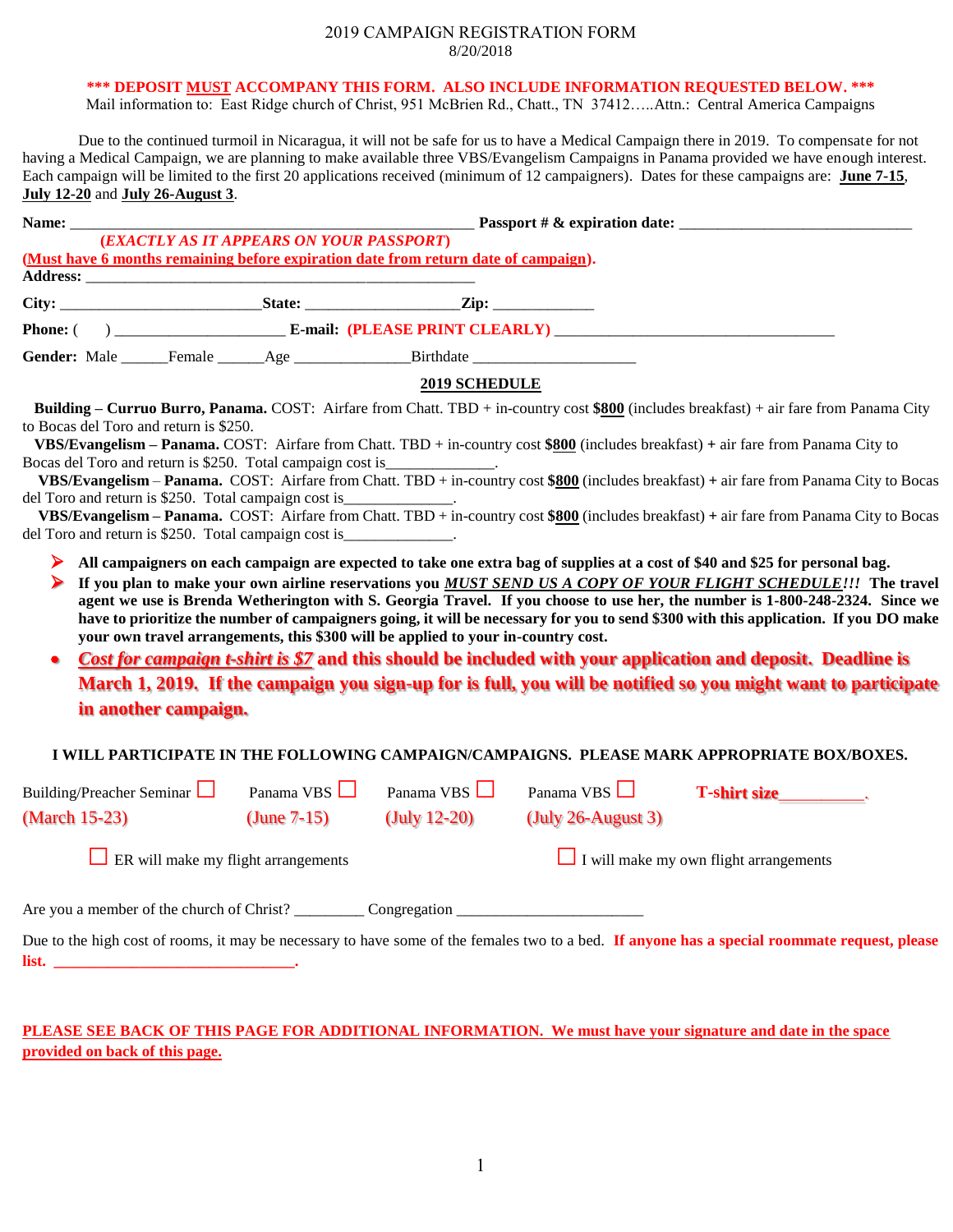# 2019 CAMPAIGN REGISTRATION FORM

8/20/2018

**\*\*\* DEPOSIT MUST ACCOMPANY THIS FORM. ALSO INCLUDE INFORMATION REQUESTED BELOW. \*\*\***

Mail information to: East Ridge church of Christ, 951 McBrien Rd., Chatt., TN 37412…..Attn.: Central America Campaigns

Due to the continued turmoil in Nicaragua, it will not be safe for us to have a Medical Campaign there in 2019. To compensate for not having a Medical Campaign, we are planning to make available three VBS/Evangelism Campaigns in Panama provided we have enough interest. Each campaign will be limited to the first 20 applications received (minimum of 12 campaigners). Dates for these campaigns are: **June 7-15**, **July 12-20** and **July 26-August 3**.

**Name:** ___________________________________________________ **Passport # & expiration date:** ______________________________

**(*EXACTLY AS IT APPEARS ON YOUR PASSPORT*)**

**(Must have 6 months remaining before expiration date from return date of campaign).**

**Address:** ______________________________________________

**City:** _________________________**State:** ___________________**Zip:** ____________

**Phone:** (    ) _____________________ **E-mail: (PLEASE PRINT CLEARLY)** ____________________________________

**Gender:** Male ______Female ______Age ______________Birthdate ____________________

## 2019 SCHEDULE

**Building – Curruo Burro, Panama.** COST: Airfare from Chatt. TBD + in-country cost **$800** (includes breakfast) + air fare from Panama City to Bocas del Toro and return is $250.

**VBS/Evangelism – Panama.** COST: Airfare from Chatt. TBD + in-country cost **$800** (includes breakfast) **+** air fare from Panama City to Bocas del Toro and return is $250. Total campaign cost is______________.

**VBS/Evangelism** – **Panama.** COST: Airfare from Chatt. TBD + in-country cost **$800** (includes breakfast) **+** air fare from Panama City to Bocas del Toro and return is $250. Total campaign cost is______________.

**VBS/Evangelism – Panama.** COST: Airfare from Chatt. TBD + in-country cost **$800** (includes breakfast) **+** air fare from Panama City to Bocas del Toro and return is $250. Total campaign cost is______________.

- **All campaigners on each campaign are expected to take one extra bag of supplies at a cost of $40 and $25 for personal bag.**
- **If you plan to make your own airline reservations you *MUST SEND US A COPY OF YOUR FLIGHT SCHEDULE!!!* The travel agent we use is Brenda Wetherington with S. Georgia Travel. If you choose to use her, the number is 1-800-248-2324. Since we have to prioritize the number of campaigners going, it will be necessary for you to send $300 with this application. If you DO make your own travel arrangements, this $300 will be applied to your in-country cost.**
- ***Cost for campaign t-shirt is $7*** **and this should be included with your application and deposit. Deadline is March 1, 2019. If the campaign you sign-up for is full, you will be notified so you might want to participate in another campaign.**

**I WILL PARTICIPATE IN THE FOLLOWING CAMPAIGN/CAMPAIGNS. PLEASE MARK APPROPRIATE BOX/BOXES.**

| Building/Preacher Seminar ☐ | Panama VBS ☐ | Panama VBS ☐ | Panama VBS ☐ | **T-shirt size**__________. |
|---|---|---|---|---|
| (March 15-23) | (June 7-15) | (July 12-20) | (July 26-August 3) | |

☐ ER will make my flight arrangements

☐ I will make my own flight arrangements

Are you a member of the church of Christ? _________ Congregation _______________________

Due to the high cost of rooms, it may be necessary to have some of the females two to a bed. **If anyone has a special roommate request, please list. ______________________________.**

**PLEASE SEE BACK OF THIS PAGE FOR ADDITIONAL INFORMATION. We must have your signature and date in the space provided on back of this page.**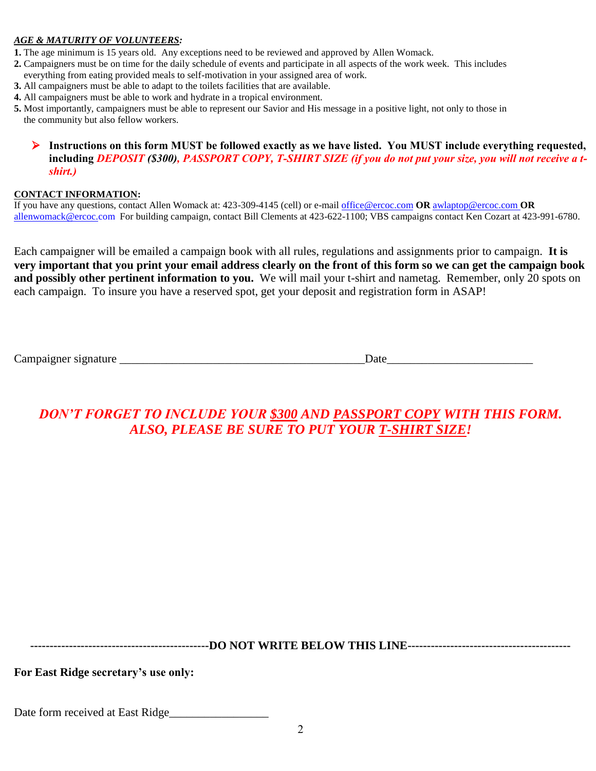***AGE & MATURITY OF VOLUNTEERS*:**

**1.** The age minimum is 15 years old. Any exceptions need to be reviewed and approved by Allen Womack.
**2.** Campaigners must be on time for the daily schedule of events and participate in all aspects of the work week. This includes everything from eating provided meals to self-motivation in your assigned area of work.
**3.** All campaigners must be able to adapt to the toilets facilities that are available.
**4.** All campaigners must be able to work and hydrate in a tropical environment.
**5.** Most importantly, campaigners must be able to represent our Savior and His message in a positive light, not only to those in the community but also fellow workers.

- **Instructions on this form MUST be followed exactly as we have listed. You MUST include everything requested, including *DEPOSIT ($300), PASSPORT COPY, T-SHIRT SIZE (if you do not put your size, you will not receive a t-shirt.)***

**CONTACT INFORMATION:**
If you have any questions, contact Allen Womack at: 423-309-4145 (cell) or e-mail office@ercoc.com **OR** awlaptop@ercoc.com **OR** allenwomack@ercoc.com For building campaign, contact Bill Clements at 423-622-1100; VBS campaigns contact Ken Cozart at 423-991-6780.

Each campaigner will be emailed a campaign book with all rules, regulations and assignments prior to campaign. **It is very important that you print your email address clearly on the front of this form so we can get the campaign book and possibly other pertinent information to you.** We will mail your t-shirt and nametag. Remember, only 20 spots on each campaign. To insure you have a reserved spot, get your deposit and registration form in ASAP!

Campaigner signature ________________________________________Date________________________

***DON'T FORGET TO INCLUDE YOUR <u>$300</u> AND <u>PASSPORT COPY</u> WITH THIS FORM. ALSO, PLEASE BE SURE TO PUT YOUR <u>T-SHIRT SIZE</u>!***

**---------------------------------------------DO NOT WRITE BELOW THIS LINE-----------------------------------------**

**For East Ridge secretary's use only:**

Date form received at East Ridge________________